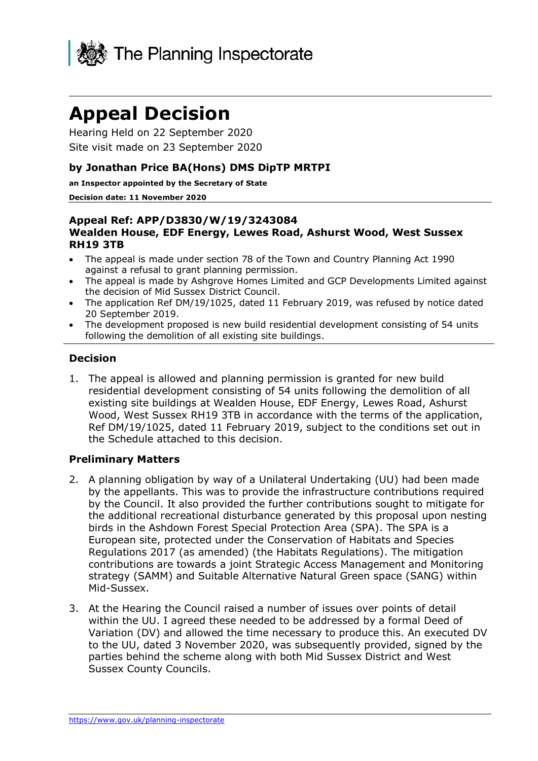The Planning Inspectorate

# Appeal Decision

Hearing Held on 22 September 2020

Site visit made on 23 September 2020

**by Jonathan Price BA(Hons) DMS DipTP MRTPI**

**an Inspector appointed by the Secretary of State**

**Decision date: 11 November 2020**

**Appeal Ref: APP/D3830/W/19/3243084**
**Wealden House, EDF Energy, Lewes Road, Ashurst Wood, West Sussex RH19 3TB**

- The appeal is made under section 78 of the Town and Country Planning Act 1990 against a refusal to grant planning permission.
- The appeal is made by Ashgrove Homes Limited and GCP Developments Limited against the decision of Mid Sussex District Council.
- The application Ref DM/19/1025, dated 11 February 2019, was refused by notice dated 20 September 2019.
- The development proposed is new build residential development consisting of 54 units following the demolition of all existing site buildings.

## Decision

1. The appeal is allowed and planning permission is granted for new build residential development consisting of 54 units following the demolition of all existing site buildings at Wealden House, EDF Energy, Lewes Road, Ashurst Wood, West Sussex RH19 3TB in accordance with the terms of the application, Ref DM/19/1025, dated 11 February 2019, subject to the conditions set out in the Schedule attached to this decision.

## Preliminary Matters

2. A planning obligation by way of a Unilateral Undertaking (UU) had been made by the appellants. This was to provide the infrastructure contributions required by the Council. It also provided the further contributions sought to mitigate for the additional recreational disturbance generated by this proposal upon nesting birds in the Ashdown Forest Special Protection Area (SPA). The SPA is a European site, protected under the Conservation of Habitats and Species Regulations 2017 (as amended) (the Habitats Regulations). The mitigation contributions are towards a joint Strategic Access Management and Monitoring strategy (SAMM) and Suitable Alternative Natural Green space (SANG) within Mid-Sussex.

3. At the Hearing the Council raised a number of issues over points of detail within the UU. I agreed these needed to be addressed by a formal Deed of Variation (DV) and allowed the time necessary to produce this. An executed DV to the UU, dated 3 November 2020, was subsequently provided, signed by the parties behind the scheme along with both Mid Sussex District and West Sussex County Councils.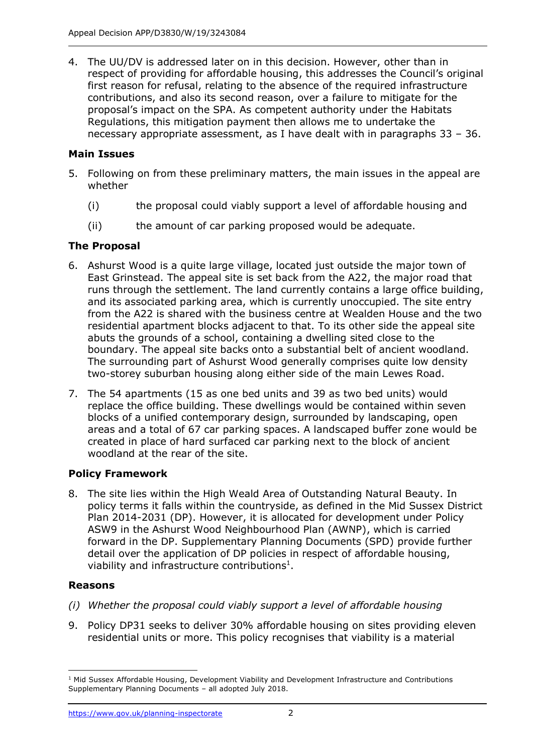4. The UU/DV is addressed later on in this decision. However, other than in respect of providing for affordable housing, this addresses the Council's original first reason for refusal, relating to the absence of the required infrastructure contributions, and also its second reason, over a failure to mitigate for the proposal's impact on the SPA. As competent authority under the Habitats Regulations, this mitigation payment then allows me to undertake the necessary appropriate assessment, as I have dealt with in paragraphs 33 – 36.

## Main Issues

5. Following on from these preliminary matters, the main issues in the appeal are whether

   (i) the proposal could viably support a level of affordable housing and

   (ii) the amount of car parking proposed would be adequate.

## The Proposal

6. Ashurst Wood is a quite large village, located just outside the major town of East Grinstead. The appeal site is set back from the A22, the major road that runs through the settlement. The land currently contains a large office building, and its associated parking area, which is currently unoccupied. The site entry from the A22 is shared with the business centre at Wealden House and the two residential apartment blocks adjacent to that. To its other side the appeal site abuts the grounds of a school, containing a dwelling sited close to the boundary. The appeal site backs onto a substantial belt of ancient woodland. The surrounding part of Ashurst Wood generally comprises quite low density two-storey suburban housing along either side of the main Lewes Road.

7. The 54 apartments (15 as one bed units and 39 as two bed units) would replace the office building. These dwellings would be contained within seven blocks of a unified contemporary design, surrounded by landscaping, open areas and a total of 67 car parking spaces. A landscaped buffer zone would be created in place of hard surfaced car parking next to the block of ancient woodland at the rear of the site.

## Policy Framework

8. The site lies within the High Weald Area of Outstanding Natural Beauty. In policy terms it falls within the countryside, as defined in the Mid Sussex District Plan 2014-2031 (DP). However, it is allocated for development under Policy ASW9 in the Ashurst Wood Neighbourhood Plan (AWNP), which is carried forward in the DP. Supplementary Planning Documents (SPD) provide further detail over the application of DP policies in respect of affordable housing, viability and infrastructure contributions[1].

## Reasons

*(i) Whether the proposal could viably support a level of affordable housing*

9. Policy DP31 seeks to deliver 30% affordable housing on sites providing eleven residential units or more. This policy recognises that viability is a material

---

[1] Mid Sussex Affordable Housing, Development Viability and Development Infrastructure and Contributions Supplementary Planning Documents – all adopted July 2018.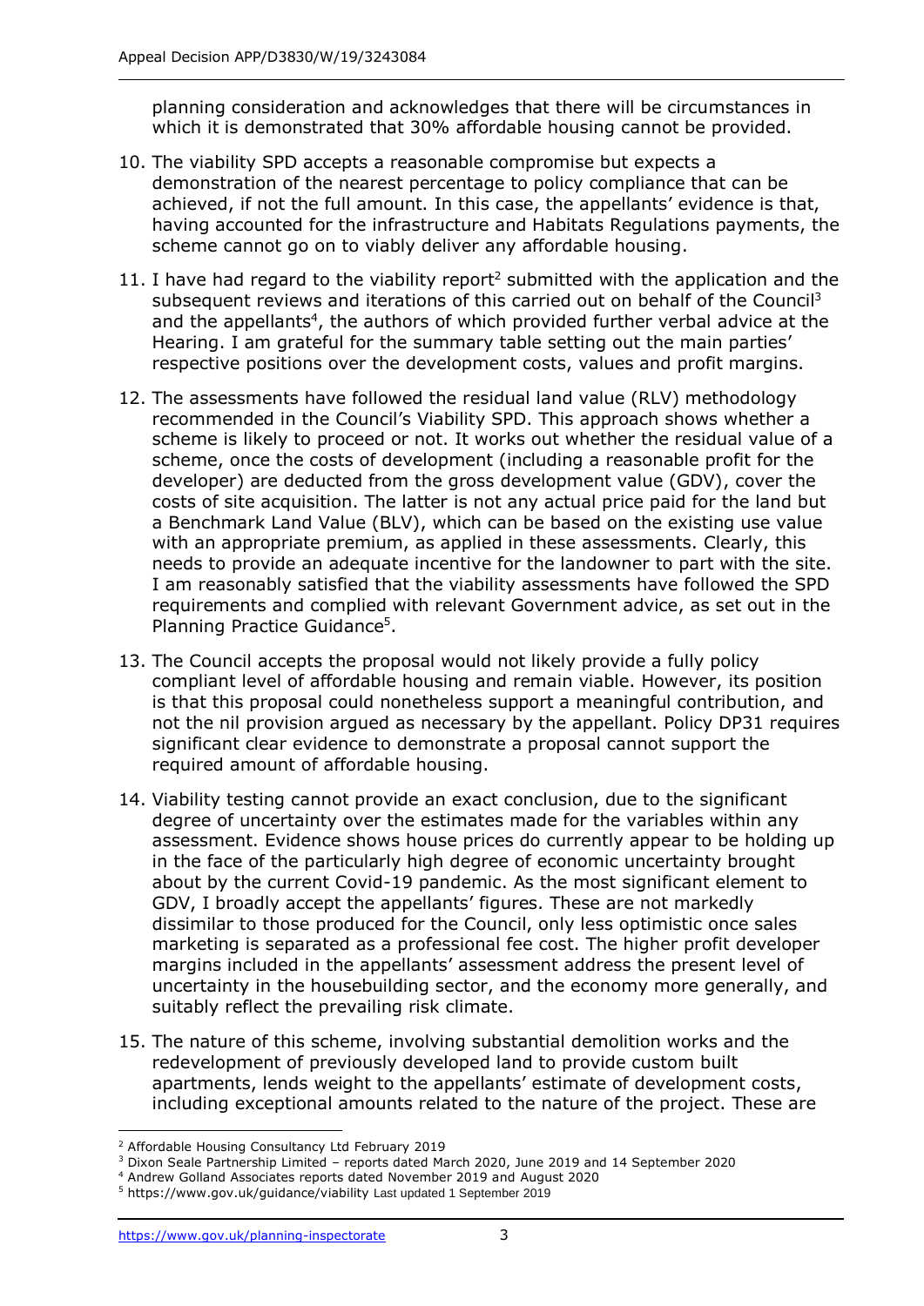planning consideration and acknowledges that there will be circumstances in which it is demonstrated that 30% affordable housing cannot be provided.

10. The viability SPD accepts a reasonable compromise but expects a demonstration of the nearest percentage to policy compliance that can be achieved, if not the full amount. In this case, the appellants' evidence is that, having accounted for the infrastructure and Habitats Regulations payments, the scheme cannot go on to viably deliver any affordable housing.

11. I have had regard to the viability report[2] submitted with the application and the subsequent reviews and iterations of this carried out on behalf of the Council[3] and the appellants[4], the authors of which provided further verbal advice at the Hearing. I am grateful for the summary table setting out the main parties' respective positions over the development costs, values and profit margins.

12. The assessments have followed the residual land value (RLV) methodology recommended in the Council's Viability SPD. This approach shows whether a scheme is likely to proceed or not. It works out whether the residual value of a scheme, once the costs of development (including a reasonable profit for the developer) are deducted from the gross development value (GDV), cover the costs of site acquisition. The latter is not any actual price paid for the land but a Benchmark Land Value (BLV), which can be based on the existing use value with an appropriate premium, as applied in these assessments. Clearly, this needs to provide an adequate incentive for the landowner to part with the site. I am reasonably satisfied that the viability assessments have followed the SPD requirements and complied with relevant Government advice, as set out in the Planning Practice Guidance[5].

13. The Council accepts the proposal would not likely provide a fully policy compliant level of affordable housing and remain viable. However, its position is that this proposal could nonetheless support a meaningful contribution, and not the nil provision argued as necessary by the appellant. Policy DP31 requires significant clear evidence to demonstrate a proposal cannot support the required amount of affordable housing.

14. Viability testing cannot provide an exact conclusion, due to the significant degree of uncertainty over the estimates made for the variables within any assessment. Evidence shows house prices do currently appear to be holding up in the face of the particularly high degree of economic uncertainty brought about by the current Covid-19 pandemic. As the most significant element to GDV, I broadly accept the appellants' figures. These are not markedly dissimilar to those produced for the Council, only less optimistic once sales marketing is separated as a professional fee cost. The higher profit developer margins included in the appellants' assessment address the present level of uncertainty in the housebuilding sector, and the economy more generally, and suitably reflect the prevailing risk climate.

15. The nature of this scheme, involving substantial demolition works and the redevelopment of previously developed land to provide custom built apartments, lends weight to the appellants' estimate of development costs, including exceptional amounts related to the nature of the project. These are

---

[2] Affordable Housing Consultancy Ltd February 2019

[3] Dixon Seale Partnership Limited – reports dated March 2020, June 2019 and 14 September 2020

[4] Andrew Golland Associates reports dated November 2019 and August 2020

[5] https://www.gov.uk/guidance/viability Last updated 1 September 2019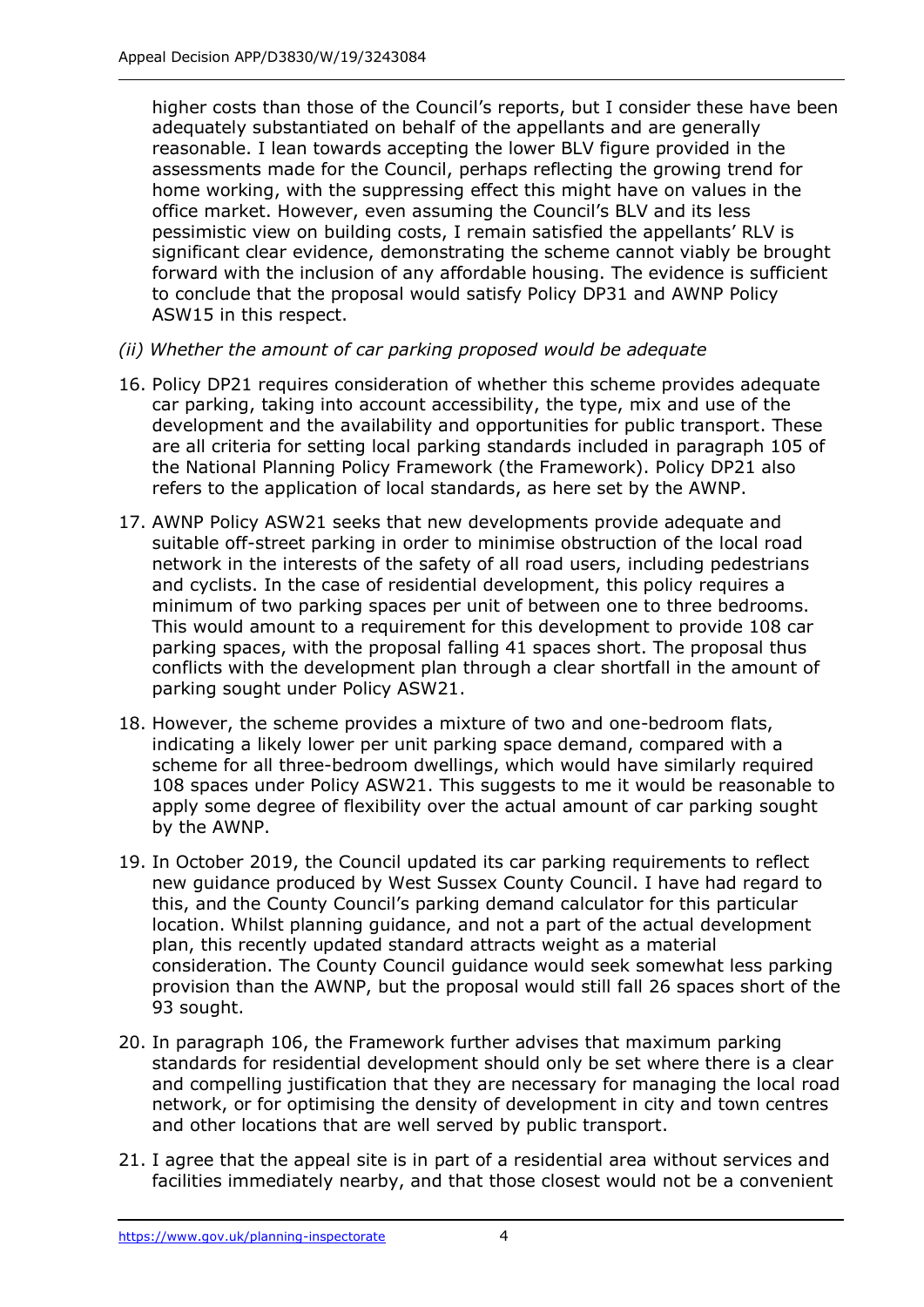higher costs than those of the Council's reports, but I consider these have been adequately substantiated on behalf of the appellants and are generally reasonable. I lean towards accepting the lower BLV figure provided in the assessments made for the Council, perhaps reflecting the growing trend for home working, with the suppressing effect this might have on values in the office market. However, even assuming the Council's BLV and its less pessimistic view on building costs, I remain satisfied the appellants' RLV is significant clear evidence, demonstrating the scheme cannot viably be brought forward with the inclusion of any affordable housing. The evidence is sufficient to conclude that the proposal would satisfy Policy DP31 and AWNP Policy ASW15 in this respect.

*(ii) Whether the amount of car parking proposed would be adequate*

16. Policy DP21 requires consideration of whether this scheme provides adequate car parking, taking into account accessibility, the type, mix and use of the development and the availability and opportunities for public transport. These are all criteria for setting local parking standards included in paragraph 105 of the National Planning Policy Framework (the Framework). Policy DP21 also refers to the application of local standards, as here set by the AWNP.

17. AWNP Policy ASW21 seeks that new developments provide adequate and suitable off-street parking in order to minimise obstruction of the local road network in the interests of the safety of all road users, including pedestrians and cyclists. In the case of residential development, this policy requires a minimum of two parking spaces per unit of between one to three bedrooms. This would amount to a requirement for this development to provide 108 car parking spaces, with the proposal falling 41 spaces short. The proposal thus conflicts with the development plan through a clear shortfall in the amount of parking sought under Policy ASW21.

18. However, the scheme provides a mixture of two and one-bedroom flats, indicating a likely lower per unit parking space demand, compared with a scheme for all three-bedroom dwellings, which would have similarly required 108 spaces under Policy ASW21. This suggests to me it would be reasonable to apply some degree of flexibility over the actual amount of car parking sought by the AWNP.

19. In October 2019, the Council updated its car parking requirements to reflect new guidance produced by West Sussex County Council. I have had regard to this, and the County Council's parking demand calculator for this particular location. Whilst planning guidance, and not a part of the actual development plan, this recently updated standard attracts weight as a material consideration. The County Council guidance would seek somewhat less parking provision than the AWNP, but the proposal would still fall 26 spaces short of the 93 sought.

20. In paragraph 106, the Framework further advises that maximum parking standards for residential development should only be set where there is a clear and compelling justification that they are necessary for managing the local road network, or for optimising the density of development in city and town centres and other locations that are well served by public transport.

21. I agree that the appeal site is in part of a residential area without services and facilities immediately nearby, and that those closest would not be a convenient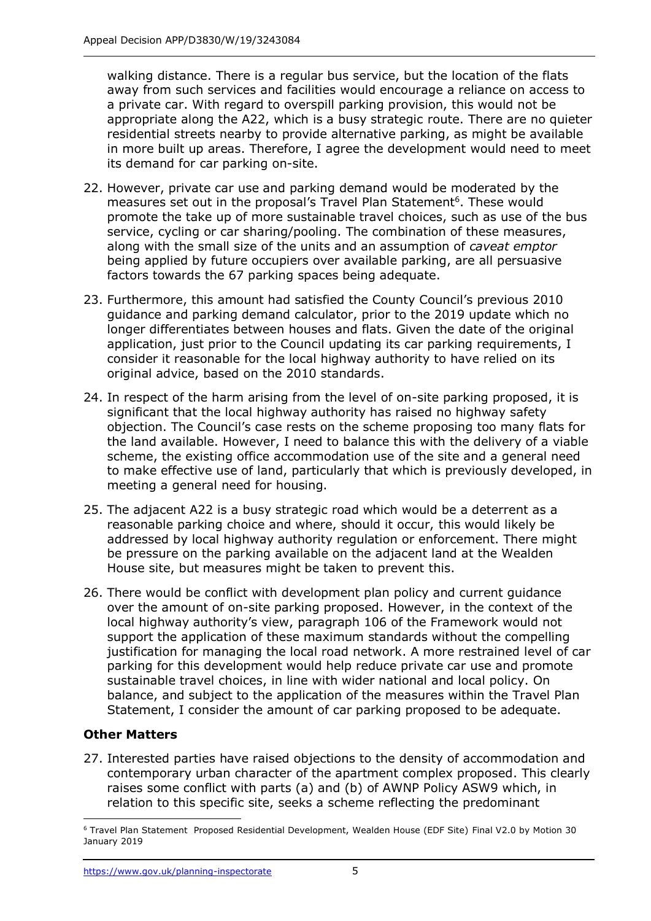walking distance. There is a regular bus service, but the location of the flats away from such services and facilities would encourage a reliance on access to a private car. With regard to overspill parking provision, this would not be appropriate along the A22, which is a busy strategic route. There are no quieter residential streets nearby to provide alternative parking, as might be available in more built up areas. Therefore, I agree the development would need to meet its demand for car parking on-site.

22. However, private car use and parking demand would be moderated by the measures set out in the proposal's Travel Plan Statement[6]. These would promote the take up of more sustainable travel choices, such as use of the bus service, cycling or car sharing/pooling. The combination of these measures, along with the small size of the units and an assumption of *caveat emptor* being applied by future occupiers over available parking, are all persuasive factors towards the 67 parking spaces being adequate.

23. Furthermore, this amount had satisfied the County Council's previous 2010 guidance and parking demand calculator, prior to the 2019 update which no longer differentiates between houses and flats. Given the date of the original application, just prior to the Council updating its car parking requirements, I consider it reasonable for the local highway authority to have relied on its original advice, based on the 2010 standards.

24. In respect of the harm arising from the level of on-site parking proposed, it is significant that the local highway authority has raised no highway safety objection. The Council's case rests on the scheme proposing too many flats for the land available. However, I need to balance this with the delivery of a viable scheme, the existing office accommodation use of the site and a general need to make effective use of land, particularly that which is previously developed, in meeting a general need for housing.

25. The adjacent A22 is a busy strategic road which would be a deterrent as a reasonable parking choice and where, should it occur, this would likely be addressed by local highway authority regulation or enforcement. There might be pressure on the parking available on the adjacent land at the Wealden House site, but measures might be taken to prevent this.

26. There would be conflict with development plan policy and current guidance over the amount of on-site parking proposed. However, in the context of the local highway authority's view, paragraph 106 of the Framework would not support the application of these maximum standards without the compelling justification for managing the local road network. A more restrained level of car parking for this development would help reduce private car use and promote sustainable travel choices, in line with wider national and local policy. On balance, and subject to the application of the measures within the Travel Plan Statement, I consider the amount of car parking proposed to be adequate.

## Other Matters

27. Interested parties have raised objections to the density of accommodation and contemporary urban character of the apartment complex proposed. This clearly raises some conflict with parts (a) and (b) of AWNP Policy ASW9 which, in relation to this specific site, seeks a scheme reflecting the predominant

---

[6] Travel Plan Statement Proposed Residential Development, Wealden House (EDF Site) Final V2.0 by Motion 30 January 2019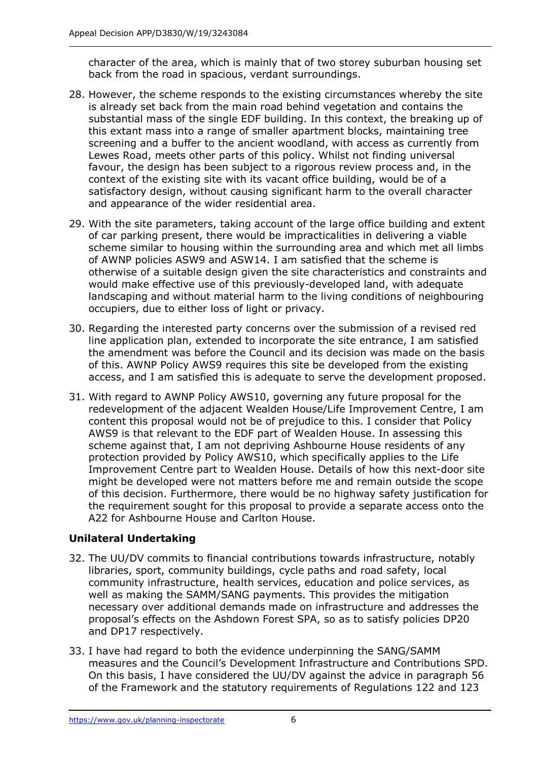character of the area, which is mainly that of two storey suburban housing set back from the road in spacious, verdant surroundings.

28. However, the scheme responds to the existing circumstances whereby the site is already set back from the main road behind vegetation and contains the substantial mass of the single EDF building. In this context, the breaking up of this extant mass into a range of smaller apartment blocks, maintaining tree screening and a buffer to the ancient woodland, with access as currently from Lewes Road, meets other parts of this policy. Whilst not finding universal favour, the design has been subject to a rigorous review process and, in the context of the existing site with its vacant office building, would be of a satisfactory design, without causing significant harm to the overall character and appearance of the wider residential area.

29. With the site parameters, taking account of the large office building and extent of car parking present, there would be impracticalities in delivering a viable scheme similar to housing within the surrounding area and which met all limbs of AWNP policies ASW9 and ASW14. I am satisfied that the scheme is otherwise of a suitable design given the site characteristics and constraints and would make effective use of this previously-developed land, with adequate landscaping and without material harm to the living conditions of neighbouring occupiers, due to either loss of light or privacy.

30. Regarding the interested party concerns over the submission of a revised red line application plan, extended to incorporate the site entrance, I am satisfied the amendment was before the Council and its decision was made on the basis of this. AWNP Policy AWS9 requires this site be developed from the existing access, and I am satisfied this is adequate to serve the development proposed.

31. With regard to AWNP Policy AWS10, governing any future proposal for the redevelopment of the adjacent Wealden House/Life Improvement Centre, I am content this proposal would not be of prejudice to this. I consider that Policy AWS9 is that relevant to the EDF part of Wealden House. In assessing this scheme against that, I am not depriving Ashbourne House residents of any protection provided by Policy AWS10, which specifically applies to the Life Improvement Centre part to Wealden House. Details of how this next-door site might be developed were not matters before me and remain outside the scope of this decision. Furthermore, there would be no highway safety justification for the requirement sought for this proposal to provide a separate access onto the A22 for Ashbourne House and Carlton House.

## Unilateral Undertaking

32. The UU/DV commits to financial contributions towards infrastructure, notably libraries, sport, community buildings, cycle paths and road safety, local community infrastructure, health services, education and police services, as well as making the SAMM/SANG payments. This provides the mitigation necessary over additional demands made on infrastructure and addresses the proposal's effects on the Ashdown Forest SPA, so as to satisfy policies DP20 and DP17 respectively.

33. I have had regard to both the evidence underpinning the SANG/SAMM measures and the Council's Development Infrastructure and Contributions SPD. On this basis, I have considered the UU/DV against the advice in paragraph 56 of the Framework and the statutory requirements of Regulations 122 and 123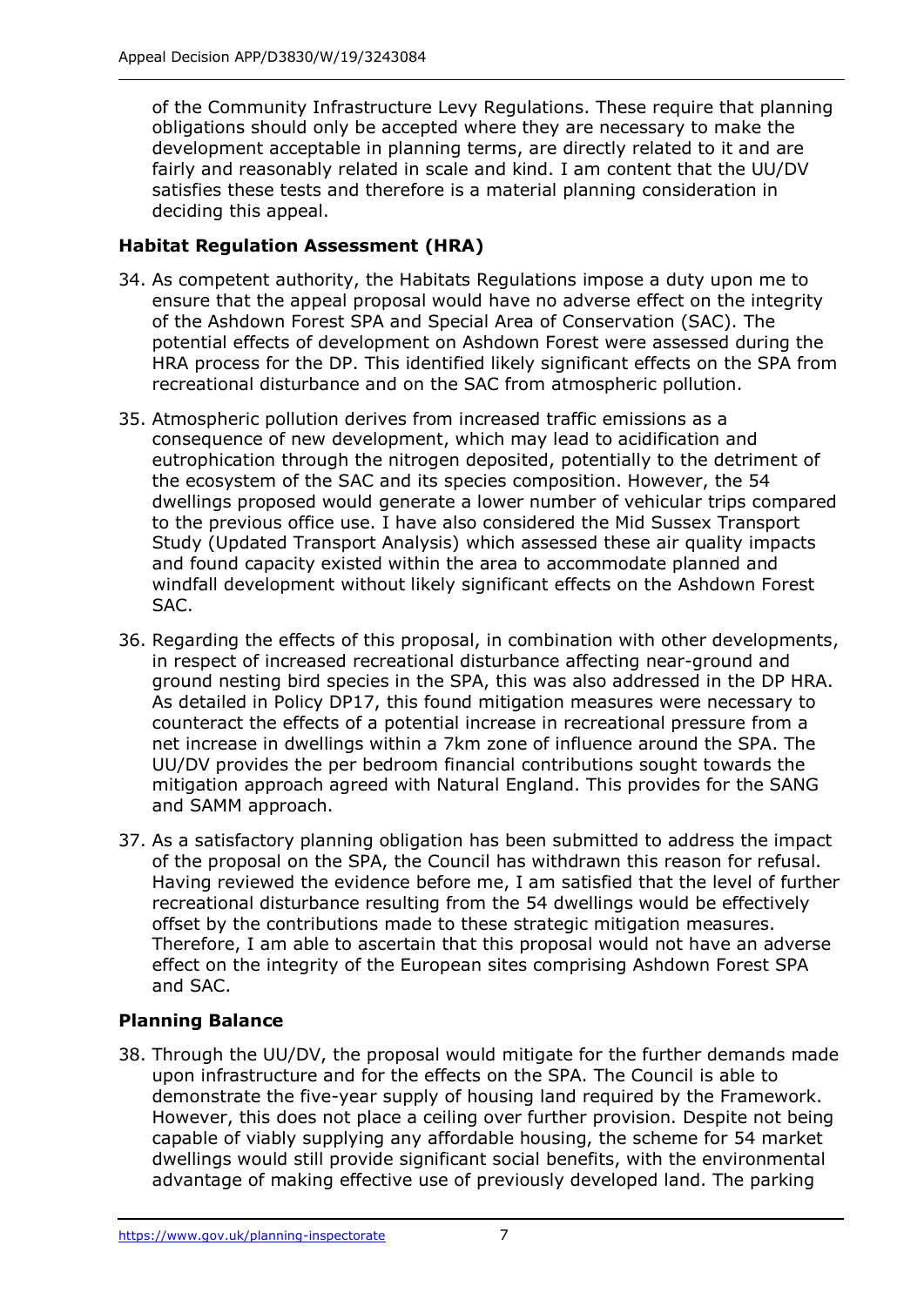of the Community Infrastructure Levy Regulations. These require that planning obligations should only be accepted where they are necessary to make the development acceptable in planning terms, are directly related to it and are fairly and reasonably related in scale and kind. I am content that the UU/DV satisfies these tests and therefore is a material planning consideration in deciding this appeal.

### Habitat Regulation Assessment (HRA)

34. As competent authority, the Habitats Regulations impose a duty upon me to ensure that the appeal proposal would have no adverse effect on the integrity of the Ashdown Forest SPA and Special Area of Conservation (SAC). The potential effects of development on Ashdown Forest were assessed during the HRA process for the DP. This identified likely significant effects on the SPA from recreational disturbance and on the SAC from atmospheric pollution.

35. Atmospheric pollution derives from increased traffic emissions as a consequence of new development, which may lead to acidification and eutrophication through the nitrogen deposited, potentially to the detriment of the ecosystem of the SAC and its species composition. However, the 54 dwellings proposed would generate a lower number of vehicular trips compared to the previous office use. I have also considered the Mid Sussex Transport Study (Updated Transport Analysis) which assessed these air quality impacts and found capacity existed within the area to accommodate planned and windfall development without likely significant effects on the Ashdown Forest SAC.

36. Regarding the effects of this proposal, in combination with other developments, in respect of increased recreational disturbance affecting near-ground and ground nesting bird species in the SPA, this was also addressed in the DP HRA. As detailed in Policy DP17, this found mitigation measures were necessary to counteract the effects of a potential increase in recreational pressure from a net increase in dwellings within a 7km zone of influence around the SPA. The UU/DV provides the per bedroom financial contributions sought towards the mitigation approach agreed with Natural England. This provides for the SANG and SAMM approach.

37. As a satisfactory planning obligation has been submitted to address the impact of the proposal on the SPA, the Council has withdrawn this reason for refusal. Having reviewed the evidence before me, I am satisfied that the level of further recreational disturbance resulting from the 54 dwellings would be effectively offset by the contributions made to these strategic mitigation measures. Therefore, I am able to ascertain that this proposal would not have an adverse effect on the integrity of the European sites comprising Ashdown Forest SPA and SAC.

### Planning Balance

38. Through the UU/DV, the proposal would mitigate for the further demands made upon infrastructure and for the effects on the SPA. The Council is able to demonstrate the five-year supply of housing land required by the Framework. However, this does not place a ceiling over further provision. Despite not being capable of viably supplying any affordable housing, the scheme for 54 market dwellings would still provide significant social benefits, with the environmental advantage of making effective use of previously developed land. The parking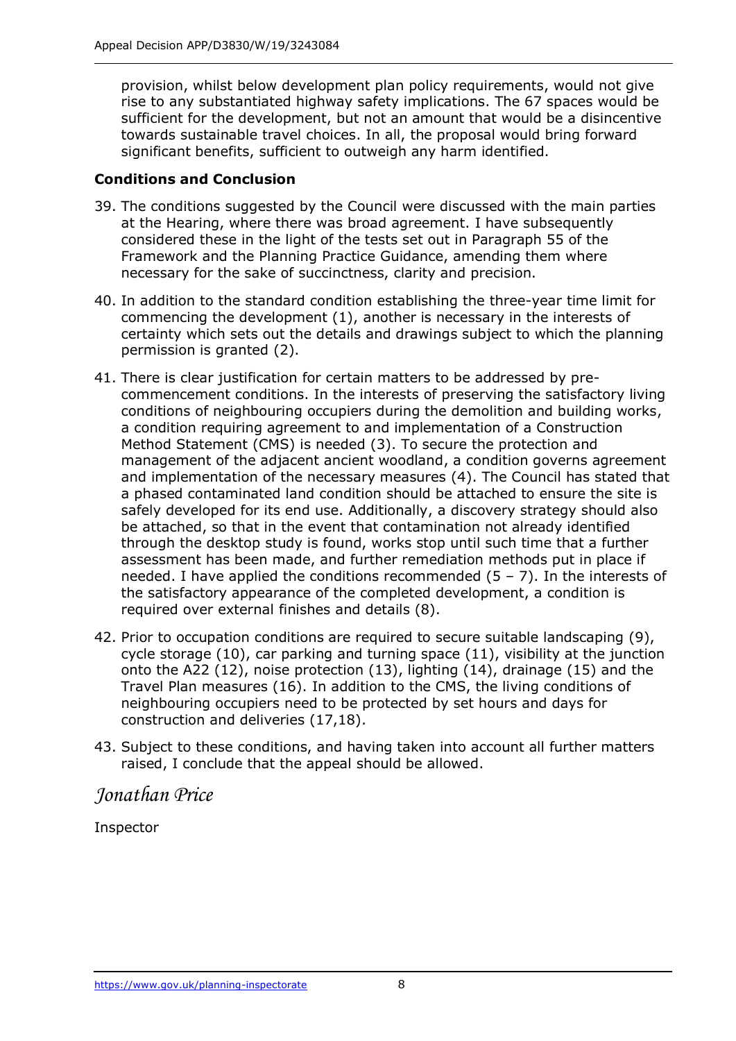provision, whilst below development plan policy requirements, would not give rise to any substantiated highway safety implications. The 67 spaces would be sufficient for the development, but not an amount that would be a disincentive towards sustainable travel choices. In all, the proposal would bring forward significant benefits, sufficient to outweigh any harm identified.

### Conditions and Conclusion

39. The conditions suggested by the Council were discussed with the main parties at the Hearing, where there was broad agreement. I have subsequently considered these in the light of the tests set out in Paragraph 55 of the Framework and the Planning Practice Guidance, amending them where necessary for the sake of succinctness, clarity and precision.

40. In addition to the standard condition establishing the three-year time limit for commencing the development (1), another is necessary in the interests of certainty which sets out the details and drawings subject to which the planning permission is granted (2).

41. There is clear justification for certain matters to be addressed by pre-commencement conditions. In the interests of preserving the satisfactory living conditions of neighbouring occupiers during the demolition and building works, a condition requiring agreement to and implementation of a Construction Method Statement (CMS) is needed (3). To secure the protection and management of the adjacent ancient woodland, a condition governs agreement and implementation of the necessary measures (4). The Council has stated that a phased contaminated land condition should be attached to ensure the site is safely developed for its end use. Additionally, a discovery strategy should also be attached, so that in the event that contamination not already identified through the desktop study is found, works stop until such time that a further assessment has been made, and further remediation methods put in place if needed. I have applied the conditions recommended (5 – 7). In the interests of the satisfactory appearance of the completed development, a condition is required over external finishes and details (8).

42. Prior to occupation conditions are required to secure suitable landscaping (9), cycle storage (10), car parking and turning space (11), visibility at the junction onto the A22 (12), noise protection (13), lighting (14), drainage (15) and the Travel Plan measures (16). In addition to the CMS, the living conditions of neighbouring occupiers need to be protected by set hours and days for construction and deliveries (17,18).

43. Subject to these conditions, and having taken into account all further matters raised, I conclude that the appeal should be allowed.

*Jonathan Price*

Inspector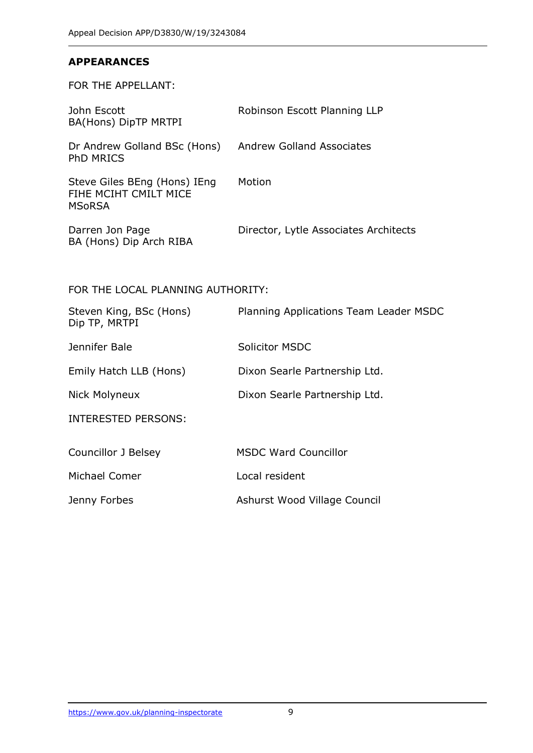## APPEARANCES

FOR THE APPELLANT:

| | |
|---|---|
| John Escott BA(Hons) DipTP MRTPI | Robinson Escott Planning LLP |
| Dr Andrew Golland BSc (Hons) PhD MRICS | Andrew Golland Associates |
| Steve Giles BEng (Hons) IEng FIHE MCIHT CMILT MICE MSoRSA | Motion |
| Darren Jon Page BA (Hons) Dip Arch RIBA | Director, Lytle Associates Architects |

FOR THE LOCAL PLANNING AUTHORITY:

| | |
|---|---|
| Steven King, BSc (Hons) Dip TP, MRTPI | Planning Applications Team Leader MSDC |
| Jennifer Bale | Solicitor MSDC |
| Emily Hatch LLB (Hons) | Dixon Searle Partnership Ltd. |
| Nick Molyneux | Dixon Searle Partnership Ltd. |

INTERESTED PERSONS:

| | |
|---|---|
| Councillor J Belsey | MSDC Ward Councillor |
| Michael Comer | Local resident |
| Jenny Forbes | Ashurst Wood Village Council |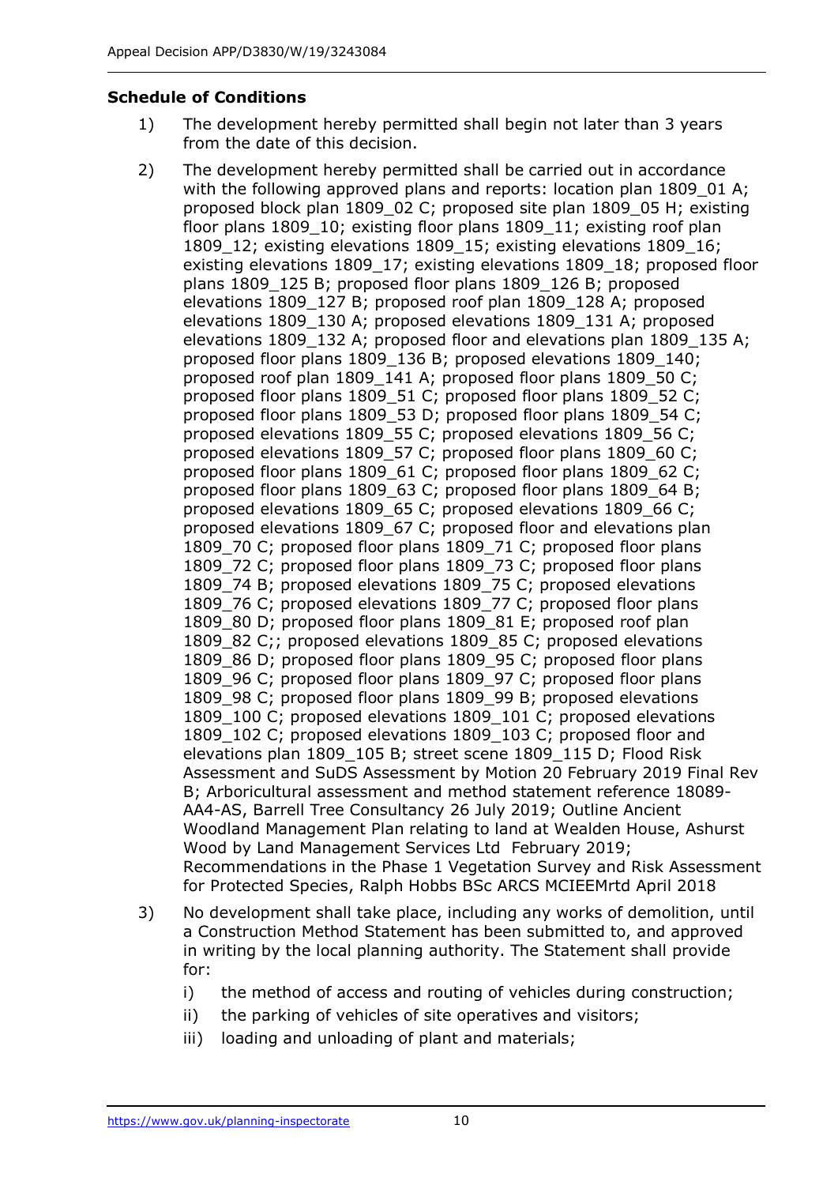**Schedule of Conditions**

1) The development hereby permitted shall begin not later than 3 years from the date of this decision.

2) The development hereby permitted shall be carried out in accordance with the following approved plans and reports: location plan 1809_01 A; proposed block plan 1809_02 C; proposed site plan 1809_05 H; existing floor plans 1809_10; existing floor plans 1809_11; existing roof plan 1809_12; existing elevations 1809_15; existing elevations 1809_16; existing elevations 1809_17; existing elevations 1809_18; proposed floor plans 1809_125 B; proposed floor plans 1809_126 B; proposed elevations 1809_127 B; proposed roof plan 1809_128 A; proposed elevations 1809_130 A; proposed elevations 1809_131 A; proposed elevations 1809_132 A; proposed floor and elevations plan 1809_135 A; proposed floor plans 1809_136 B; proposed elevations 1809_140; proposed roof plan 1809_141 A; proposed floor plans 1809_50 C; proposed floor plans 1809_51 C; proposed floor plans 1809_52 C; proposed floor plans 1809_53 D; proposed floor plans 1809_54 C; proposed elevations 1809_55 C; proposed elevations 1809_56 C; proposed elevations 1809_57 C; proposed floor plans 1809_60 C; proposed floor plans 1809_61 C; proposed floor plans 1809_62 C; proposed floor plans 1809_63 C; proposed floor plans 1809_64 B; proposed elevations 1809_65 C; proposed elevations 1809_66 C; proposed elevations 1809_67 C; proposed floor and elevations plan 1809_70 C; proposed floor plans 1809_71 C; proposed floor plans 1809_72 C; proposed floor plans 1809_73 C; proposed floor plans 1809_74 B; proposed elevations 1809_75 C; proposed elevations 1809_76 C; proposed elevations 1809_77 C; proposed floor plans 1809_80 D; proposed floor plans 1809_81 E; proposed roof plan 1809_82 C;; proposed elevations 1809_85 C; proposed elevations 1809_86 D; proposed floor plans 1809_95 C; proposed floor plans 1809_96 C; proposed floor plans 1809_97 C; proposed floor plans 1809_98 C; proposed floor plans 1809_99 B; proposed elevations 1809_100 C; proposed elevations 1809_101 C; proposed elevations 1809_102 C; proposed elevations 1809_103 C; proposed floor and elevations plan 1809_105 B; street scene 1809_115 D; Flood Risk Assessment and SuDS Assessment by Motion 20 February 2019 Final Rev B; Arboricultural assessment and method statement reference 18089-AA4-AS, Barrell Tree Consultancy 26 July 2019; Outline Ancient Woodland Management Plan relating to land at Wealden House, Ashurst Wood by Land Management Services Ltd February 2019; Recommendations in the Phase 1 Vegetation Survey and Risk Assessment for Protected Species, Ralph Hobbs BSc ARCS MCIEEMrtd April 2018

3) No development shall take place, including any works of demolition, until a Construction Method Statement has been submitted to, and approved in writing by the local planning authority. The Statement shall provide for:

   i) the method of access and routing of vehicles during construction;

   ii) the parking of vehicles of site operatives and visitors;

   iii) loading and unloading of plant and materials;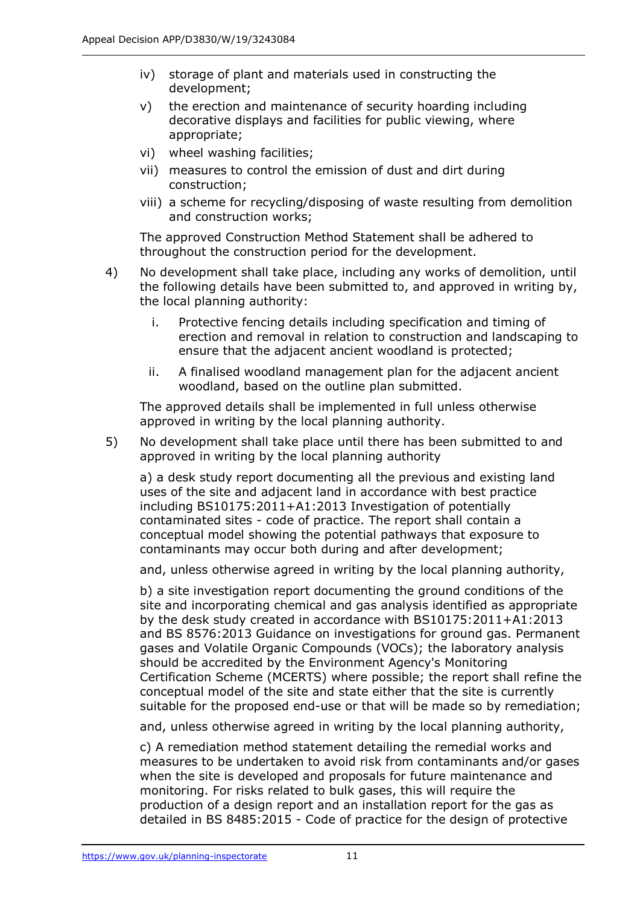iv) storage of plant and materials used in constructing the development;

v) the erection and maintenance of security hoarding including decorative displays and facilities for public viewing, where appropriate;

vi) wheel washing facilities;

vii) measures to control the emission of dust and dirt during construction;

viii) a scheme for recycling/disposing of waste resulting from demolition and construction works;

The approved Construction Method Statement shall be adhered to throughout the construction period for the development.

4) No development shall take place, including any works of demolition, until the following details have been submitted to, and approved in writing by, the local planning authority:

   i. Protective fencing details including specification and timing of erection and removal in relation to construction and landscaping to ensure that the adjacent ancient woodland is protected;

   ii. A finalised woodland management plan for the adjacent ancient woodland, based on the outline plan submitted.

   The approved details shall be implemented in full unless otherwise approved in writing by the local planning authority.

5) No development shall take place until there has been submitted to and approved in writing by the local planning authority

   a) a desk study report documenting all the previous and existing land uses of the site and adjacent land in accordance with best practice including BS10175:2011+A1:2013 Investigation of potentially contaminated sites - code of practice. The report shall contain a conceptual model showing the potential pathways that exposure to contaminants may occur both during and after development;

   and, unless otherwise agreed in writing by the local planning authority,

   b) a site investigation report documenting the ground conditions of the site and incorporating chemical and gas analysis identified as appropriate by the desk study created in accordance with BS10175:2011+A1:2013 and BS 8576:2013 Guidance on investigations for ground gas. Permanent gases and Volatile Organic Compounds (VOCs); the laboratory analysis should be accredited by the Environment Agency's Monitoring Certification Scheme (MCERTS) where possible; the report shall refine the conceptual model of the site and state either that the site is currently suitable for the proposed end-use or that will be made so by remediation;

   and, unless otherwise agreed in writing by the local planning authority,

   c) A remediation method statement detailing the remedial works and measures to be undertaken to avoid risk from contaminants and/or gases when the site is developed and proposals for future maintenance and monitoring. For risks related to bulk gases, this will require the production of a design report and an installation report for the gas as detailed in BS 8485:2015 - Code of practice for the design of protective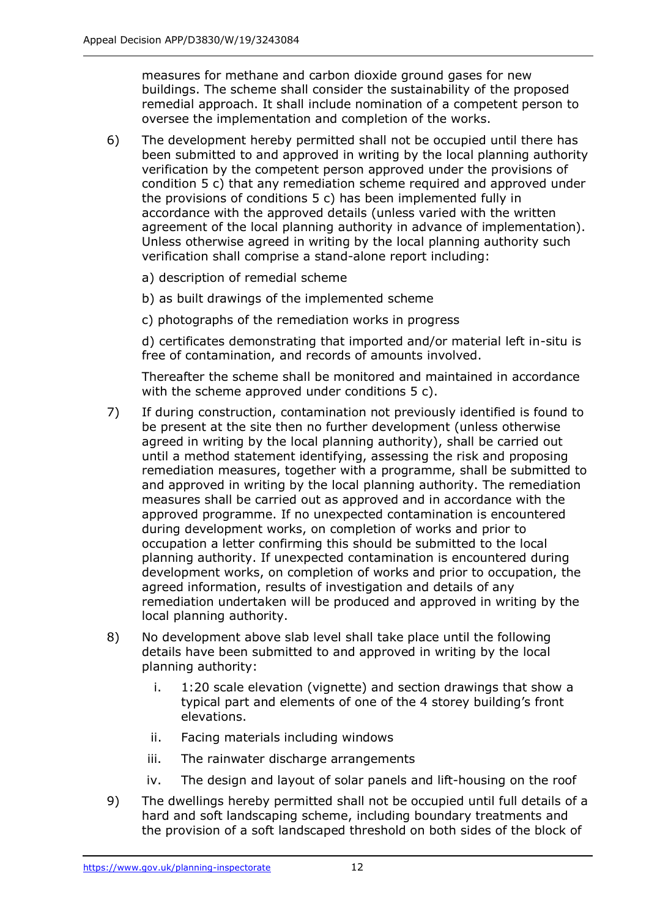measures for methane and carbon dioxide ground gases for new buildings. The scheme shall consider the sustainability of the proposed remedial approach. It shall include nomination of a competent person to oversee the implementation and completion of the works.

6) The development hereby permitted shall not be occupied until there has been submitted to and approved in writing by the local planning authority verification by the competent person approved under the provisions of condition 5 c) that any remediation scheme required and approved under the provisions of conditions 5 c) has been implemented fully in accordance with the approved details (unless varied with the written agreement of the local planning authority in advance of implementation). Unless otherwise agreed in writing by the local planning authority such verification shall comprise a stand-alone report including:

   a) description of remedial scheme

   b) as built drawings of the implemented scheme

   c) photographs of the remediation works in progress

   d) certificates demonstrating that imported and/or material left in-situ is free of contamination, and records of amounts involved.

   Thereafter the scheme shall be monitored and maintained in accordance with the scheme approved under conditions 5 c).

7) If during construction, contamination not previously identified is found to be present at the site then no further development (unless otherwise agreed in writing by the local planning authority), shall be carried out until a method statement identifying, assessing the risk and proposing remediation measures, together with a programme, shall be submitted to and approved in writing by the local planning authority. The remediation measures shall be carried out as approved and in accordance with the approved programme. If no unexpected contamination is encountered during development works, on completion of works and prior to occupation a letter confirming this should be submitted to the local planning authority. If unexpected contamination is encountered during development works, on completion of works and prior to occupation, the agreed information, results of investigation and details of any remediation undertaken will be produced and approved in writing by the local planning authority.

8) No development above slab level shall take place until the following details have been submitted to and approved in writing by the local planning authority:

   i. 1:20 scale elevation (vignette) and section drawings that show a typical part and elements of one of the 4 storey building's front elevations.

   ii. Facing materials including windows

   iii. The rainwater discharge arrangements

   iv. The design and layout of solar panels and lift-housing on the roof

9) The dwellings hereby permitted shall not be occupied until full details of a hard and soft landscaping scheme, including boundary treatments and the provision of a soft landscaped threshold on both sides of the block of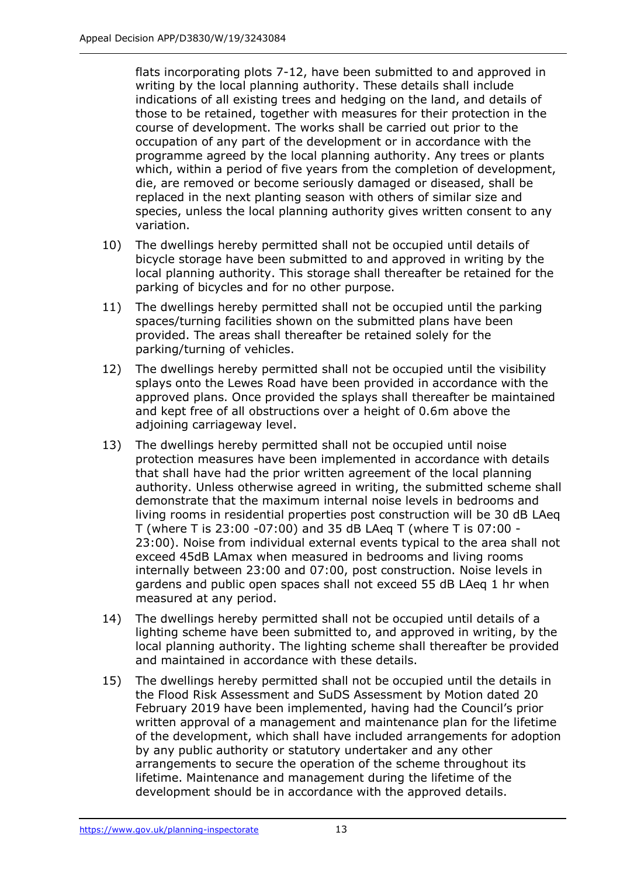flats incorporating plots 7-12, have been submitted to and approved in writing by the local planning authority. These details shall include indications of all existing trees and hedging on the land, and details of those to be retained, together with measures for their protection in the course of development. The works shall be carried out prior to the occupation of any part of the development or in accordance with the programme agreed by the local planning authority. Any trees or plants which, within a period of five years from the completion of development, die, are removed or become seriously damaged or diseased, shall be replaced in the next planting season with others of similar size and species, unless the local planning authority gives written consent to any variation.

10) The dwellings hereby permitted shall not be occupied until details of bicycle storage have been submitted to and approved in writing by the local planning authority. This storage shall thereafter be retained for the parking of bicycles and for no other purpose.

11) The dwellings hereby permitted shall not be occupied until the parking spaces/turning facilities shown on the submitted plans have been provided. The areas shall thereafter be retained solely for the parking/turning of vehicles.

12) The dwellings hereby permitted shall not be occupied until the visibility splays onto the Lewes Road have been provided in accordance with the approved plans. Once provided the splays shall thereafter be maintained and kept free of all obstructions over a height of 0.6m above the adjoining carriageway level.

13) The dwellings hereby permitted shall not be occupied until noise protection measures have been implemented in accordance with details that shall have had the prior written agreement of the local planning authority. Unless otherwise agreed in writing, the submitted scheme shall demonstrate that the maximum internal noise levels in bedrooms and living rooms in residential properties post construction will be 30 dB LAeq T (where T is 23:00 -07:00) and 35 dB LAeq T (where T is 07:00 - 23:00). Noise from individual external events typical to the area shall not exceed 45dB LAmax when measured in bedrooms and living rooms internally between 23:00 and 07:00, post construction. Noise levels in gardens and public open spaces shall not exceed 55 dB LAeq 1 hr when measured at any period.

14) The dwellings hereby permitted shall not be occupied until details of a lighting scheme have been submitted to, and approved in writing, by the local planning authority. The lighting scheme shall thereafter be provided and maintained in accordance with these details.

15) The dwellings hereby permitted shall not be occupied until the details in the Flood Risk Assessment and SuDS Assessment by Motion dated 20 February 2019 have been implemented, having had the Council's prior written approval of a management and maintenance plan for the lifetime of the development, which shall have included arrangements for adoption by any public authority or statutory undertaker and any other arrangements to secure the operation of the scheme throughout its lifetime. Maintenance and management during the lifetime of the development should be in accordance with the approved details.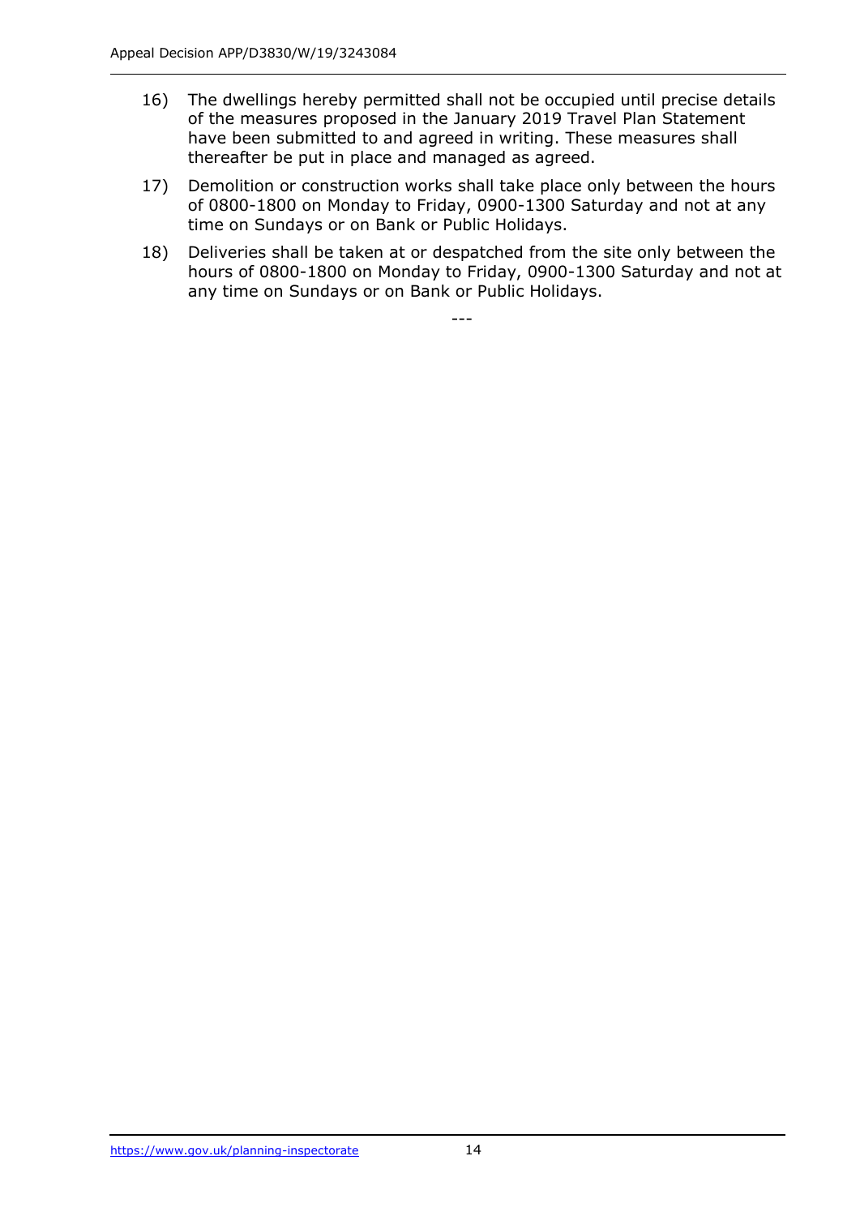16) The dwellings hereby permitted shall not be occupied until precise details of the measures proposed in the January 2019 Travel Plan Statement have been submitted to and agreed in writing. These measures shall thereafter be put in place and managed as agreed.

17) Demolition or construction works shall take place only between the hours of 0800-1800 on Monday to Friday, 0900-1300 Saturday and not at any time on Sundays or on Bank or Public Holidays.

18) Deliveries shall be taken at or despatched from the site only between the hours of 0800-1800 on Monday to Friday, 0900-1300 Saturday and not at any time on Sundays or on Bank or Public Holidays.

---